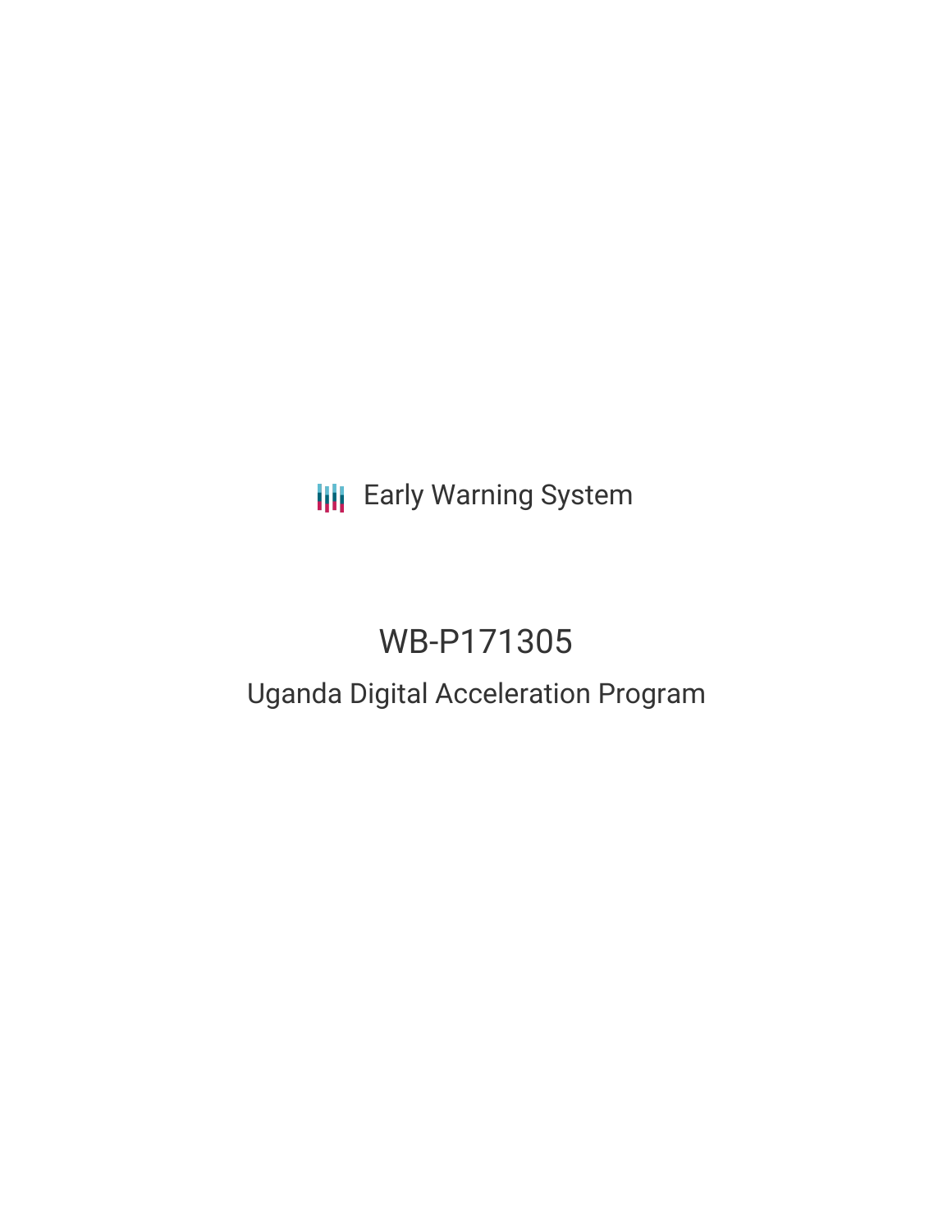Early Warning System

# WB-P171305

## Uganda Digital Acceleration Program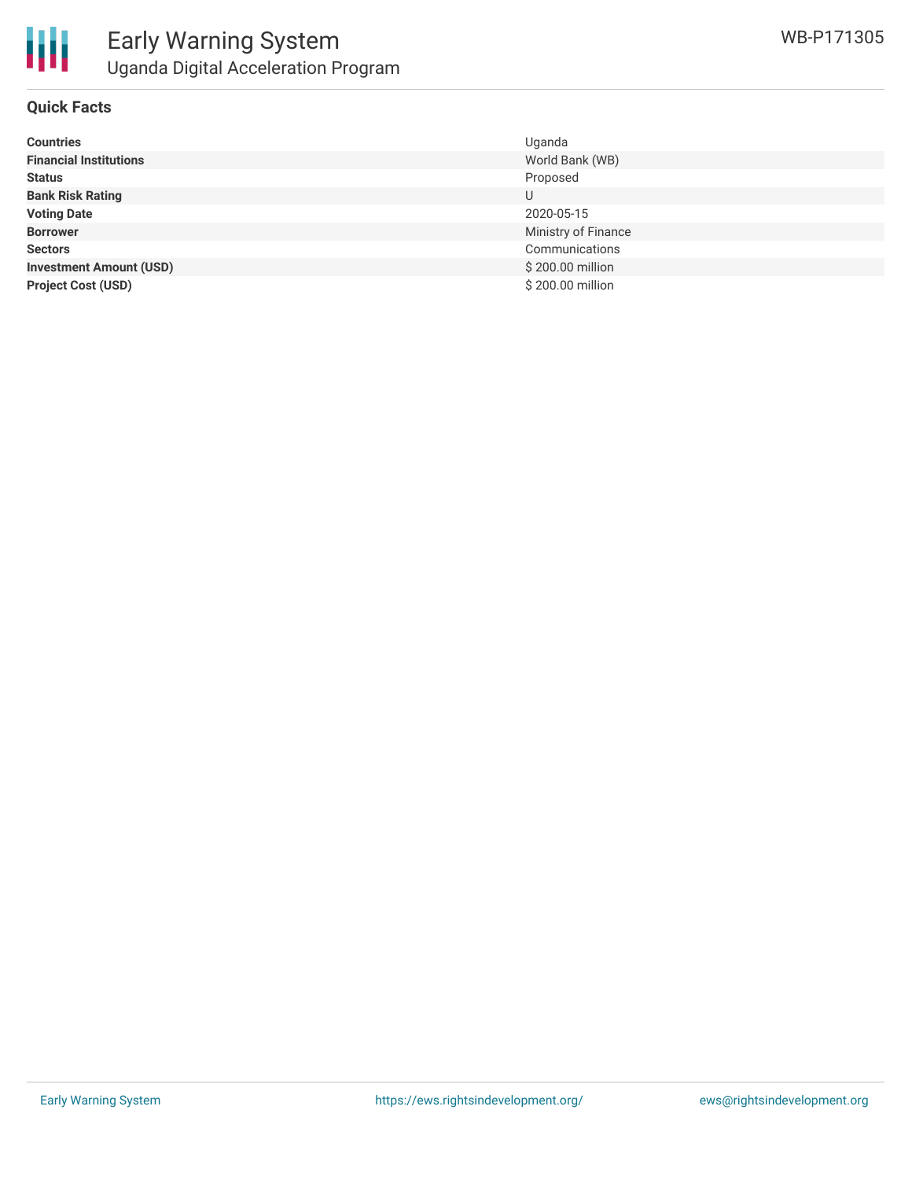# Early Warning System

## Uganda Digital Acceleration Program

WB-P171305

### Quick Facts

| | |
|---|---|
| **Countries** | Uganda |
| **Financial Institutions** | World Bank (WB) |
| **Status** | Proposed |
| **Bank Risk Rating** | U |
| **Voting Date** | 2020-05-15 |
| **Borrower** | Ministry of Finance |
| **Sectors** | Communications |
| **Investment Amount (USD)** | $ 200.00 million |
| **Project Cost (USD)** | $ 200.00 million |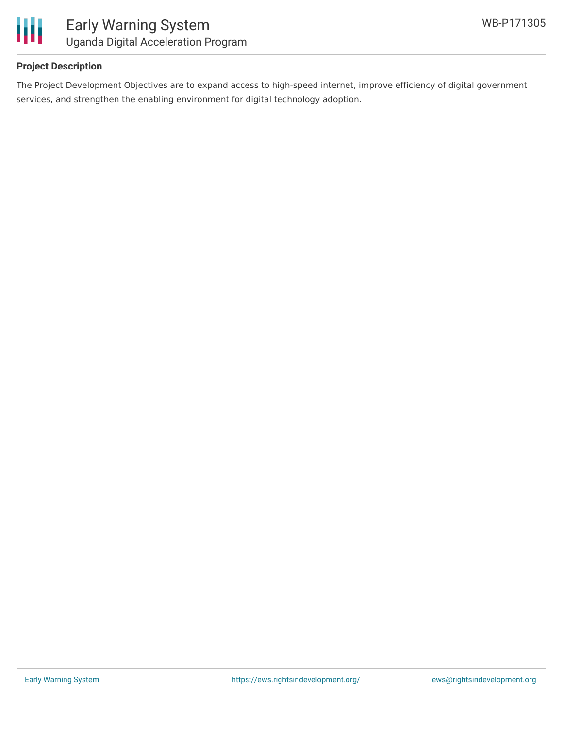## Project Description

The Project Development Objectives are to expand access to high-speed internet, improve efficiency of digital government services, and strengthen the enabling environment for digital technology adoption.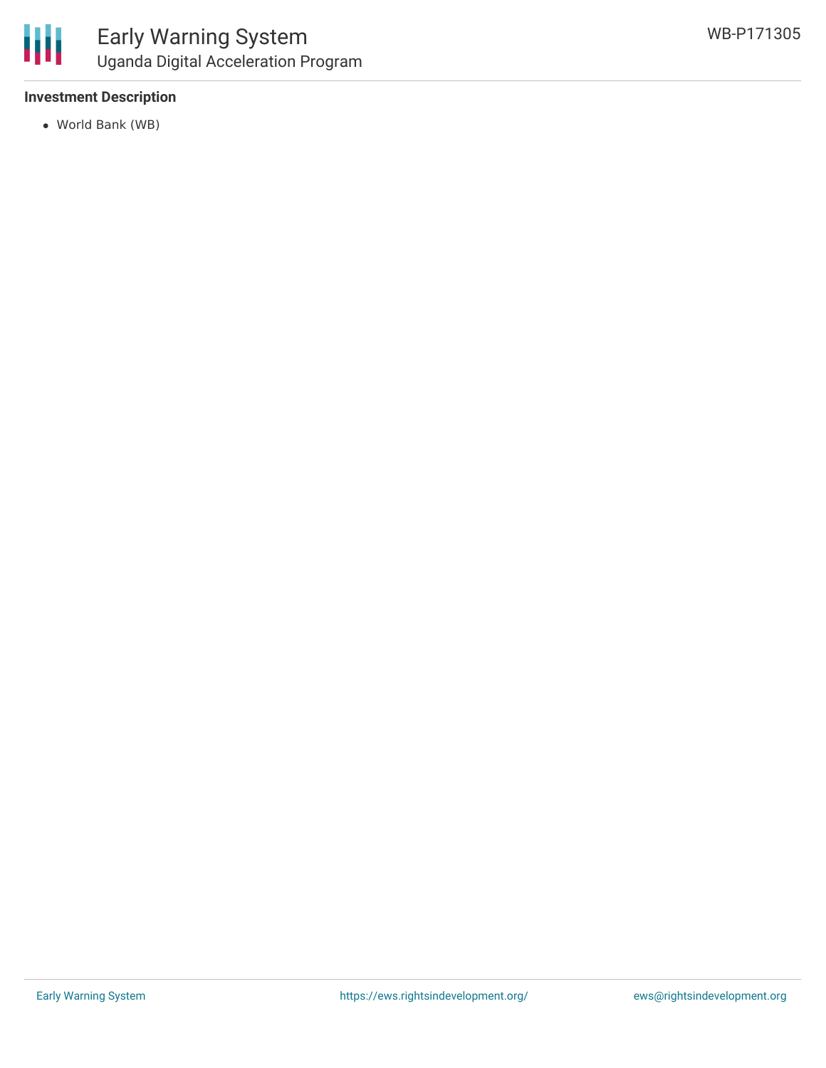### Investment Description

- World Bank (WB)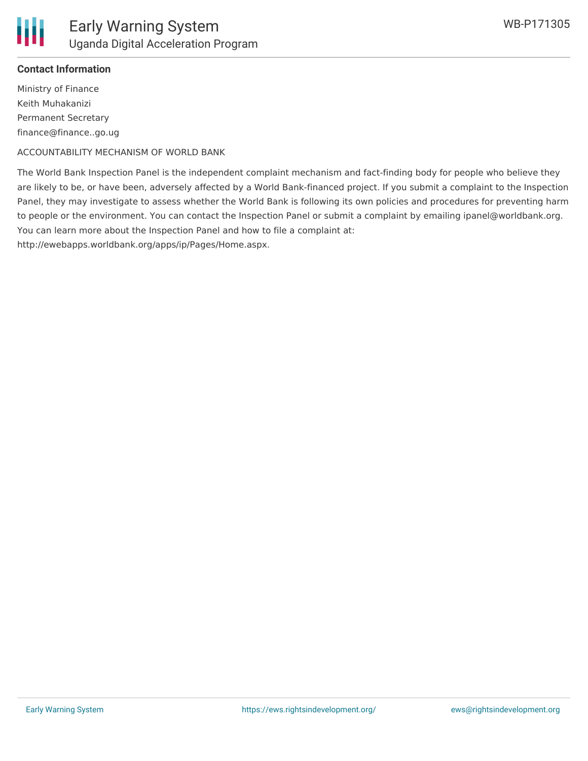**Contact Information**

Ministry of Finance
Keith Muhakanizi
Permanent Secretary
finance@finance..go.ug

ACCOUNTABILITY MECHANISM OF WORLD BANK

The World Bank Inspection Panel is the independent complaint mechanism and fact-finding body for people who believe they are likely to be, or have been, adversely affected by a World Bank-financed project. If you submit a complaint to the Inspection Panel, they may investigate to assess whether the World Bank is following its own policies and procedures for preventing harm to people or the environment. You can contact the Inspection Panel or submit a complaint by emailing ipanel@worldbank.org. You can learn more about the Inspection Panel and how to file a complaint at: http://ewebapps.worldbank.org/apps/ip/Pages/Home.aspx.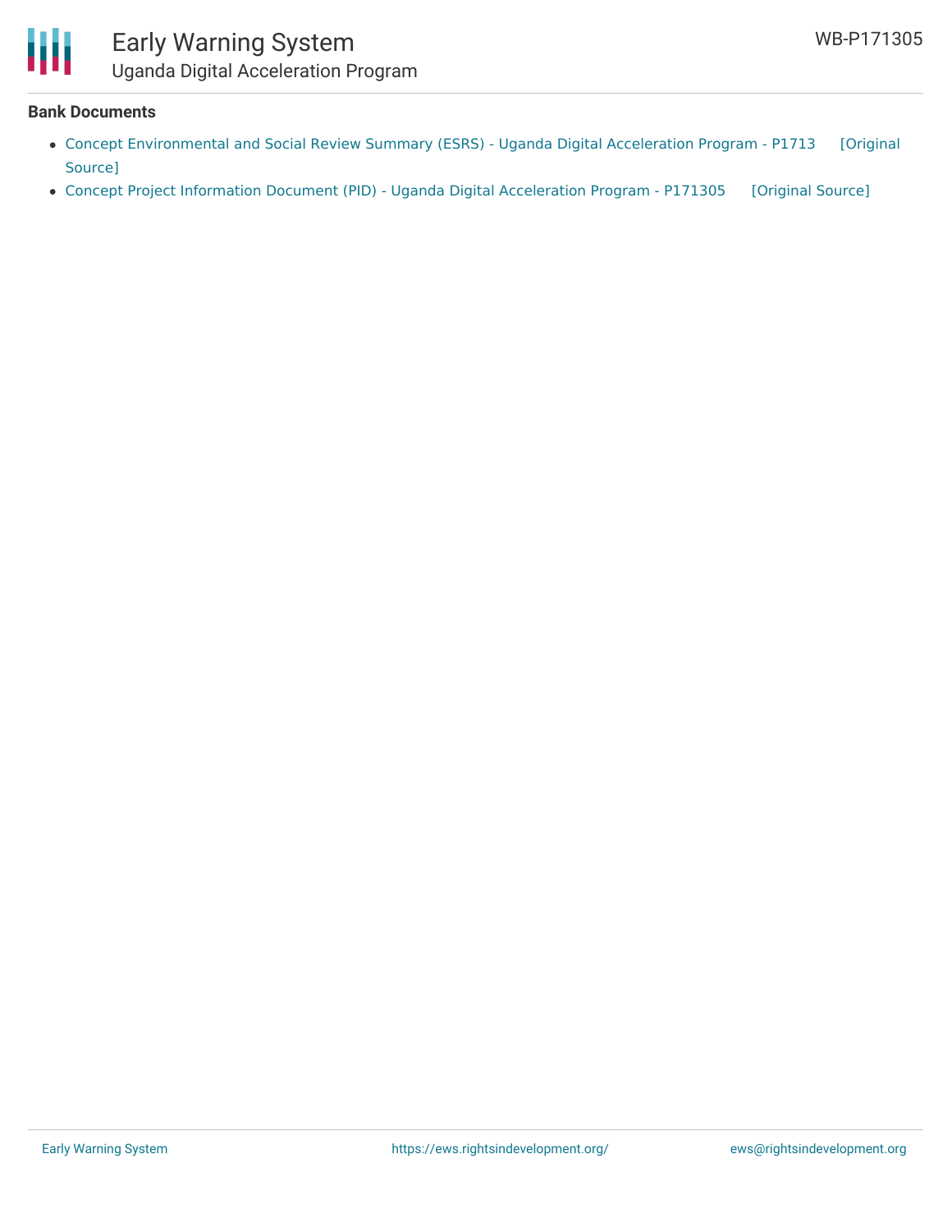## Bank Documents

- Concept Environmental and Social Review Summary (ESRS) - Uganda Digital Acceleration Program - P1713 [Original Source]
- Concept Project Information Document (PID) - Uganda Digital Acceleration Program - P171305 [Original Source]